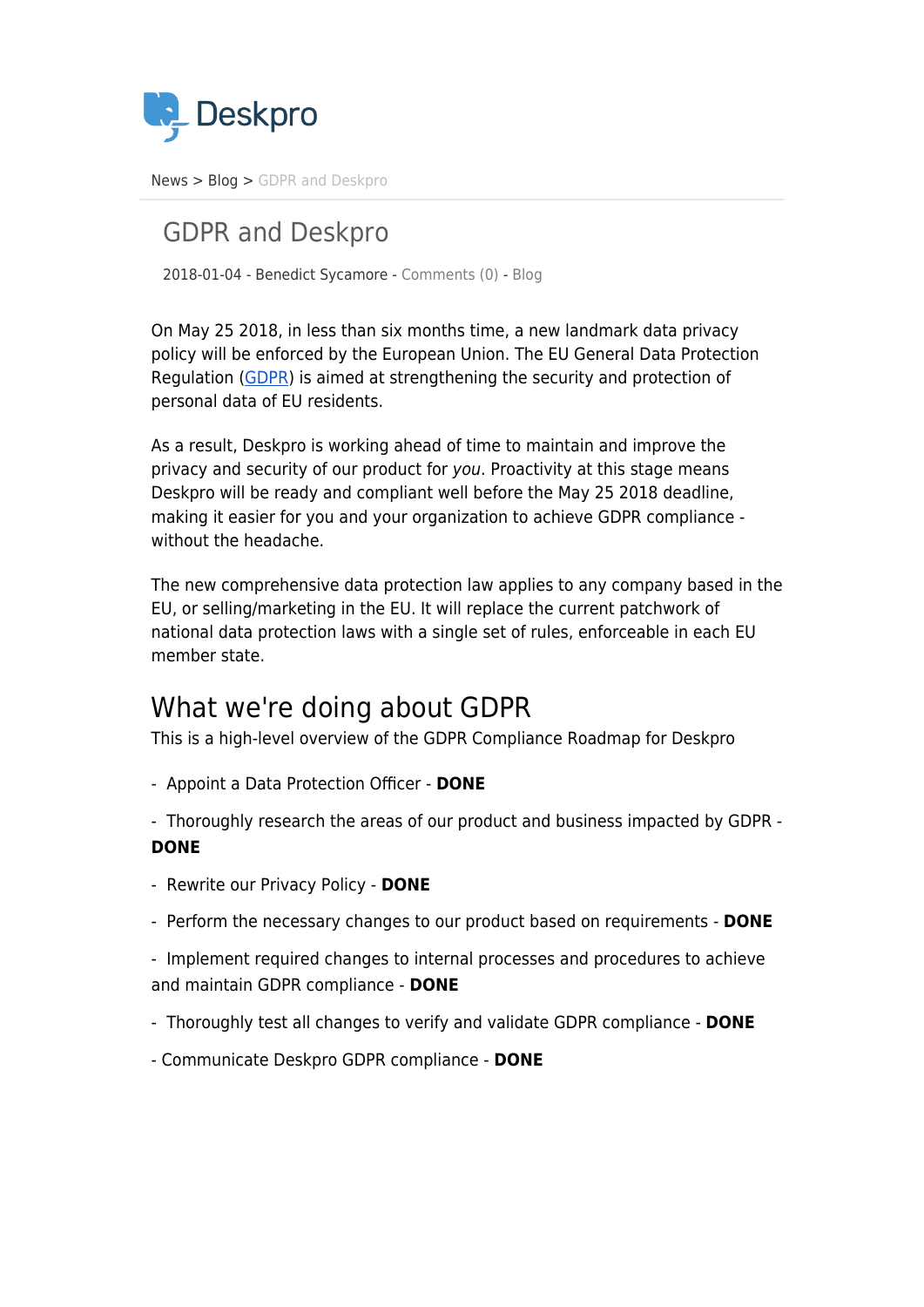Deskpro

News > Blog > GDPR and Deskpro

# GDPR and Deskpro

2018-01-04 - Benedict Sycamore - Comments (0) - Blog

On May 25 2018, in less than six months time, a new landmark data privacy policy will be enforced by the European Union. The EU General Data Protection Regulation (GDPR) is aimed at strengthening the security and protection of personal data of EU residents.

As a result, Deskpro is working ahead of time to maintain and improve the privacy and security of our product for *you*. Proactivity at this stage means Deskpro will be ready and compliant well before the May 25 2018 deadline, making it easier for you and your organization to achieve GDPR compliance - without the headache.

The new comprehensive data protection law applies to any company based in the EU, or selling/marketing in the EU. It will replace the current patchwork of national data protection laws with a single set of rules, enforceable in each EU member state.

## What we're doing about GDPR

This is a high-level overview of the GDPR Compliance Roadmap for Deskpro

- Appoint a Data Protection Officer - **DONE**
- Thoroughly research the areas of our product and business impacted by GDPR - **DONE**
- Rewrite our Privacy Policy - **DONE**
- Perform the necessary changes to our product based on requirements - **DONE**
- Implement required changes to internal processes and procedures to achieve and maintain GDPR compliance - **DONE**
- Thoroughly test all changes to verify and validate GDPR compliance - **DONE**
- Communicate Deskpro GDPR compliance - **DONE**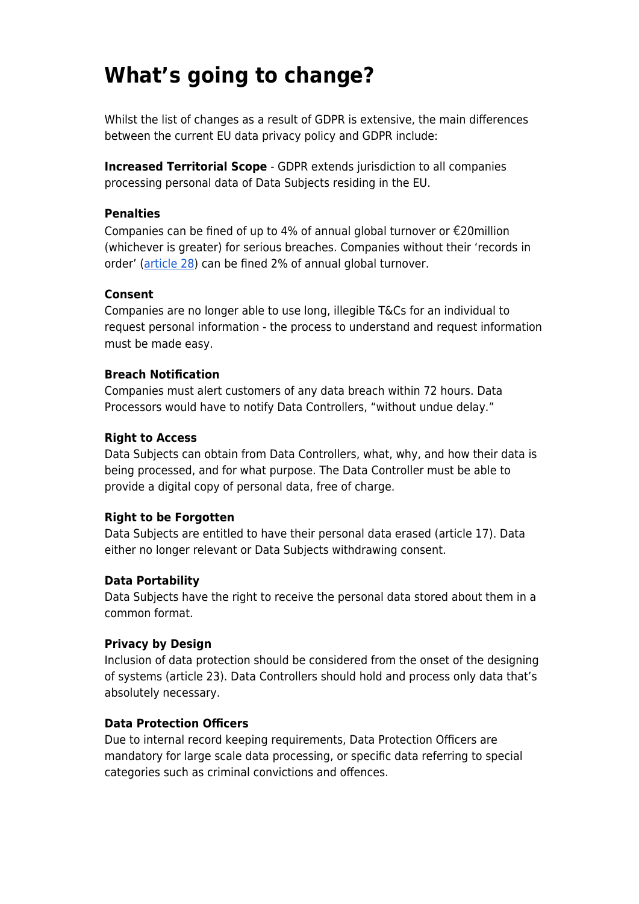# What’s going to change?

Whilst the list of changes as a result of GDPR is extensive, the main differences between the current EU data privacy policy and GDPR include:

**Increased Territorial Scope** - GDPR extends jurisdiction to all companies processing personal data of Data Subjects residing in the EU.

**Penalties**
Companies can be fined of up to 4% of annual global turnover or €20million (whichever is greater) for serious breaches. Companies without their ‘records in order’ (article 28) can be fined 2% of annual global turnover.

**Consent**
Companies are no longer able to use long, illegible T&Cs for an individual to request personal information - the process to understand and request information must be made easy.

**Breach Notification**
Companies must alert customers of any data breach within 72 hours. Data Processors would have to notify Data Controllers, “without undue delay.”

**Right to Access**
Data Subjects can obtain from Data Controllers, what, why, and how their data is being processed, and for what purpose. The Data Controller must be able to provide a digital copy of personal data, free of charge.

**Right to be Forgotten**
Data Subjects are entitled to have their personal data erased (article 17). Data either no longer relevant or Data Subjects withdrawing consent.

**Data Portability**
Data Subjects have the right to receive the personal data stored about them in a common format.

**Privacy by Design**
Inclusion of data protection should be considered from the onset of the designing of systems (article 23). Data Controllers should hold and process only data that’s absolutely necessary.

**Data Protection Officers**
Due to internal record keeping requirements, Data Protection Officers are mandatory for large scale data processing, or specific data referring to special categories such as criminal convictions and offences.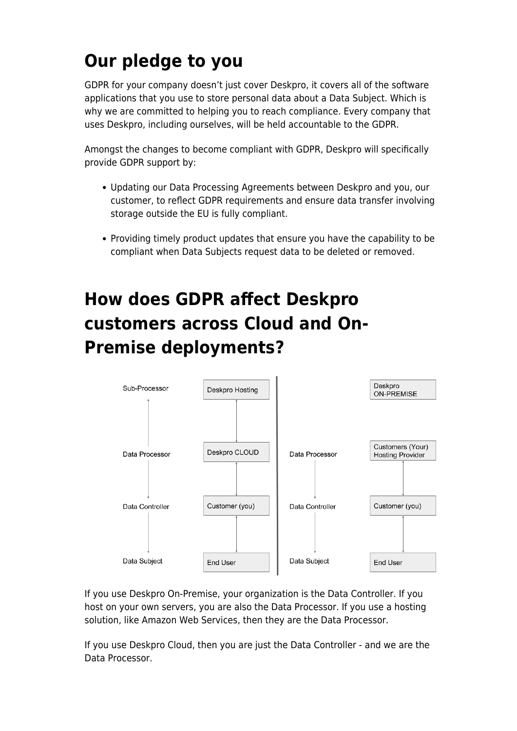# Our pledge to you

GDPR for your company doesn't just cover Deskpro, it covers all of the software applications that you use to store personal data about a Data Subject. Which is why we are committed to helping you to reach compliance. Every company that uses Deskpro, including ourselves, will be held accountable to the GDPR.

Amongst the changes to become compliant with GDPR, Deskpro will specifically provide GDPR support by:

- Updating our Data Processing Agreements between Deskpro and you, our customer, to reflect GDPR requirements and ensure data transfer involving storage outside the EU is fully compliant.

- Providing timely product updates that ensure you have the capability to be compliant when Data Subjects request data to be deleted or removed.

# How does GDPR affect Deskpro customers across Cloud and On-Premise deployments?

| Role | Cloud | Role | On-Premise |
| --- | --- | --- | --- |
| Sub-Processor | Deskpro Hosting | | Deskpro ON-PREMISE |
| Data Processor | Deskpro CLOUD | Data Processor | Customers (Your) Hosting Provider |
| Data Controller | Customer (you) | Data Controller | Customer (you) |
| Data Subject | End User | Data Subject | End User |

If you use Deskpro On-Premise, your organization is the Data Controller. If you host on your own servers, you are also the Data Processor. If you use a hosting solution, like Amazon Web Services, then they are the Data Processor.

If you use Deskpro Cloud, then you are just the Data Controller - and we are the Data Processor.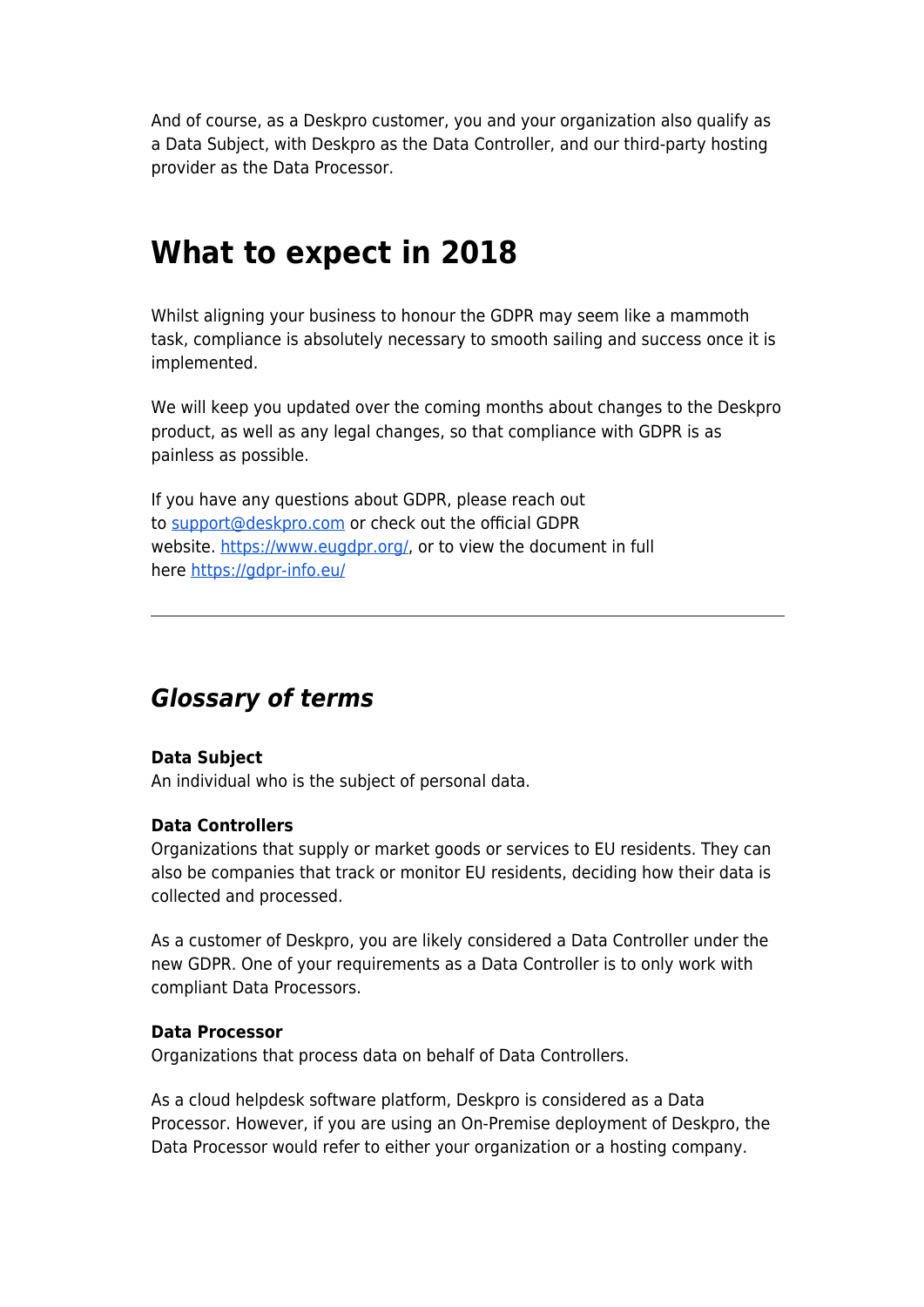And of course, as a Deskpro customer, you and your organization also qualify as a Data Subject, with Deskpro as the Data Controller, and our third-party hosting provider as the Data Processor.

# What to expect in 2018

Whilst aligning your business to honour the GDPR may seem like a mammoth task, compliance is absolutely necessary to smooth sailing and success once it is implemented.

We will keep you updated over the coming months about changes to the Deskpro product, as well as any legal changes, so that compliance with GDPR is as painless as possible.

If you have any questions about GDPR, please reach out to [support@deskpro.com](mailto:support@deskpro.com) or check out the official GDPR website. [https://www.eugdpr.org/](https://www.eugdpr.org/), or to view the document in full here [https://gdpr-info.eu/](https://gdpr-info.eu/)

---

## *Glossary of terms*

**Data Subject**
An individual who is the subject of personal data.

**Data Controllers**
Organizations that supply or market goods or services to EU residents. They can also be companies that track or monitor EU residents, deciding how their data is collected and processed.

As a customer of Deskpro, you are likely considered a Data Controller under the new GDPR. One of your requirements as a Data Controller is to only work with compliant Data Processors.

**Data Processor**
Organizations that process data on behalf of Data Controllers.

As a cloud helpdesk software platform, Deskpro is considered as a Data Processor. However, if you are using an On-Premise deployment of Deskpro, the Data Processor would refer to either your organization or a hosting company.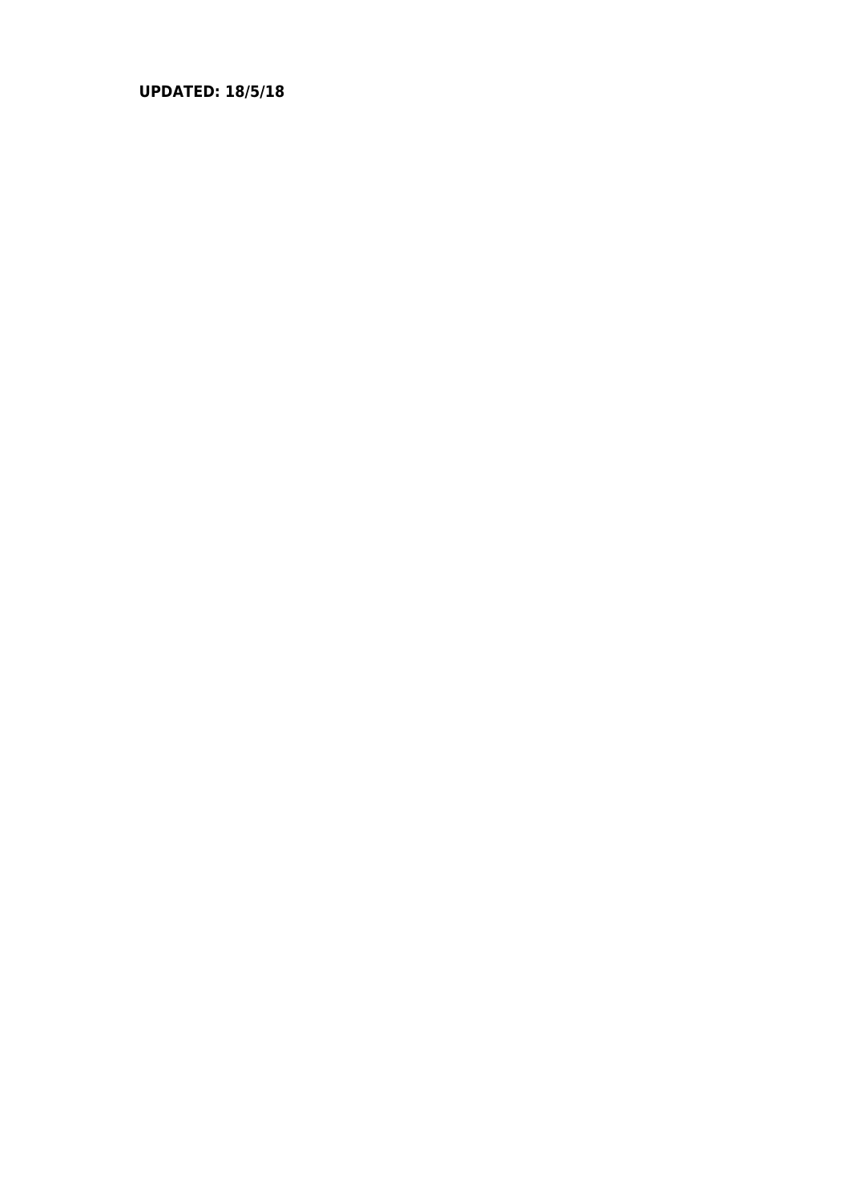**UPDATED: 18/5/18**